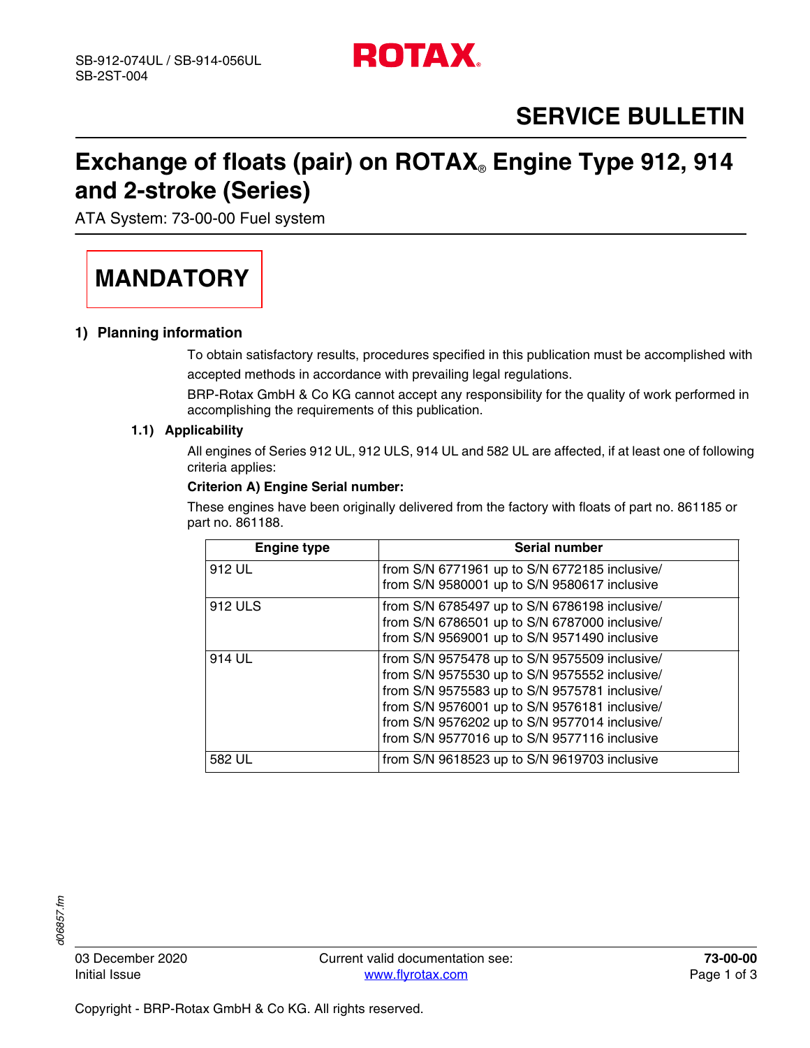SB-912-074UL / SB-914-056UL
SB-2ST-004

# SERVICE BULLETIN

# Exchange of floats (pair) on ROTAX® Engine Type 912, 914 and 2-stroke (Series)

ATA System: 73-00-00 Fuel system

**MANDATORY**

## 1) Planning information

To obtain satisfactory results, procedures specified in this publication must be accomplished with accepted methods in accordance with prevailing legal regulations.

BRP-Rotax GmbH & Co KG cannot accept any responsibility for the quality of work performed in accomplishing the requirements of this publication.

### 1.1) Applicability

All engines of Series 912 UL, 912 ULS, 914 UL and 582 UL are affected, if at least one of following criteria applies:

**Criterion A) Engine Serial number:**

These engines have been originally delivered from the factory with floats of part no. 861185 or part no. 861188.

| Engine type | Serial number |
|---|---|
| 912 UL | from S/N 6771961 up to S/N 6772185 inclusive/<br>from S/N 9580001 up to S/N 9580617 inclusive |
| 912 ULS | from S/N 6785497 up to S/N 6786198 inclusive/<br>from S/N 6786501 up to S/N 6787000 inclusive/<br>from S/N 9569001 up to S/N 9571490 inclusive |
| 914 UL | from S/N 9575478 up to S/N 9575509 inclusive/<br>from S/N 9575530 up to S/N 9575552 inclusive/<br>from S/N 9575583 up to S/N 9575781 inclusive/<br>from S/N 9576001 up to S/N 9576181 inclusive/<br>from S/N 9576202 up to S/N 9577014 inclusive/<br>from S/N 9577016 up to S/N 9577116 inclusive |
| 582 UL | from S/N 9618523 up to S/N 9619703 inclusive |

03 December 2020
Initial Issue

Current valid documentation see: www.flyrotax.com

73-00-00

Copyright - BRP-Rotax GmbH & Co KG. All rights reserved.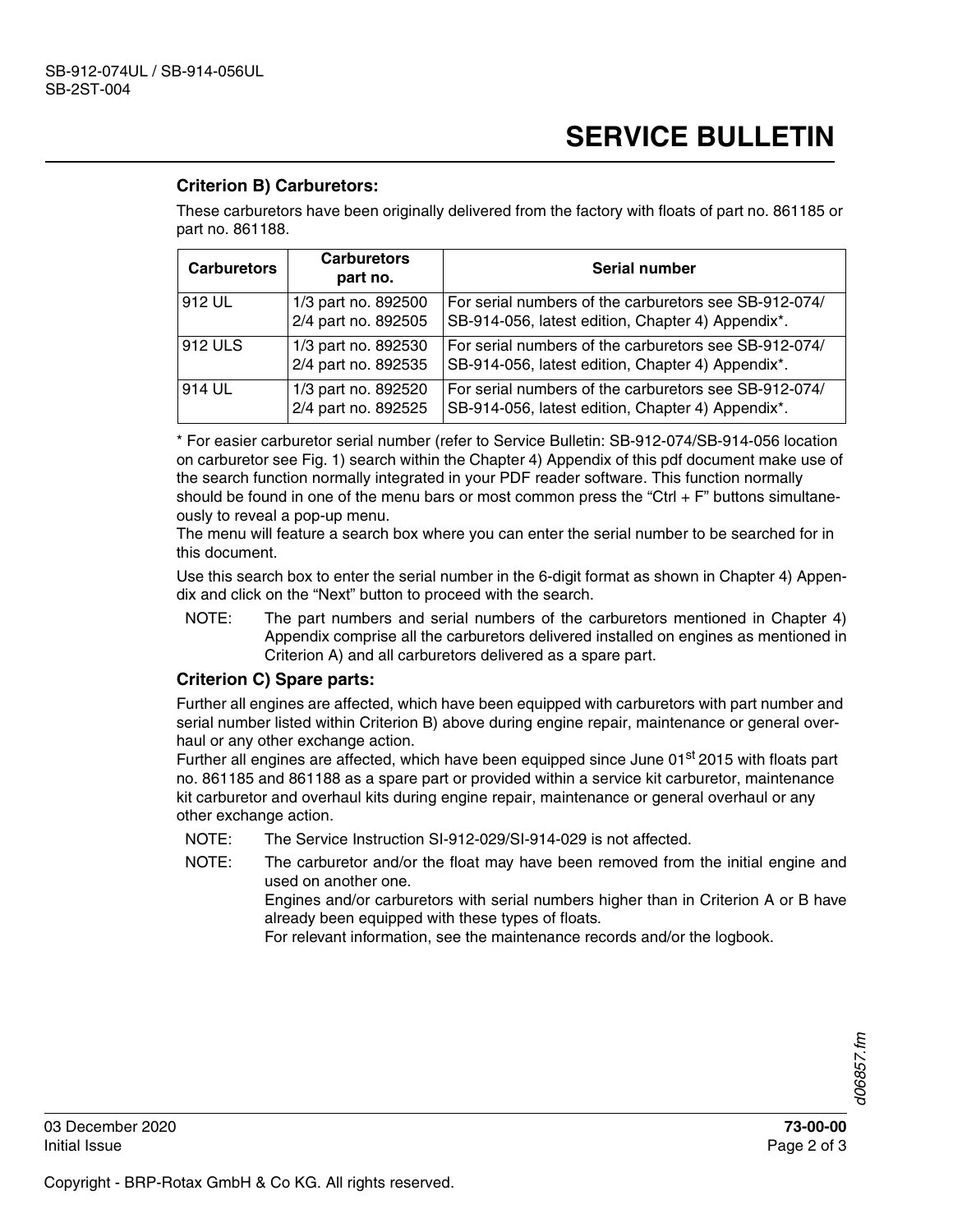### Criterion B) Carburetors:

These carburetors have been originally delivered from the factory with floats of part no. 861185 or part no. 861188.

| Carburetors | Carburetors part no. | Serial number |
|---|---|---|
| 912 UL | 1/3 part no. 892500<br>2/4 part no. 892505 | For serial numbers of the carburetors see SB-912-074/ SB-914-056, latest edition, Chapter 4) Appendix*. |
| 912 ULS | 1/3 part no. 892530<br>2/4 part no. 892535 | For serial numbers of the carburetors see SB-912-074/ SB-914-056, latest edition, Chapter 4) Appendix*. |
| 914 UL | 1/3 part no. 892520<br>2/4 part no. 892525 | For serial numbers of the carburetors see SB-912-074/ SB-914-056, latest edition, Chapter 4) Appendix*. |

* For easier carburetor serial number (refer to Service Bulletin: SB-912-074/SB-914-056 location on carburetor see Fig. 1) search within the Chapter 4) Appendix of this pdf document make use of the search function normally integrated in your PDF reader software. This function normally should be found in one of the menu bars or most common press the "Ctrl + F" buttons simultaneously to reveal a pop-up menu.
The menu will feature a search box where you can enter the serial number to be searched for in this document.

Use this search box to enter the serial number in the 6-digit format as shown in Chapter 4) Appendix and click on the "Next" button to proceed with the search.

NOTE: The part numbers and serial numbers of the carburetors mentioned in Chapter 4) Appendix comprise all the carburetors delivered installed on engines as mentioned in Criterion A) and all carburetors delivered as a spare part.

### Criterion C) Spare parts:

Further all engines are affected, which have been equipped with carburetors with part number and serial number listed within Criterion B) above during engine repair, maintenance or general overhaul or any other exchange action.
Further all engines are affected, which have been equipped since June 01st 2015 with floats part no. 861185 and 861188 as a spare part or provided within a service kit carburetor, maintenance kit carburetor and overhaul kits during engine repair, maintenance or general overhaul or any other exchange action.

NOTE: The Service Instruction SI-912-029/SI-914-029 is not affected.

NOTE: The carburetor and/or the float may have been removed from the initial engine and used on another one.
Engines and/or carburetors with serial numbers higher than in Criterion A or B have already been equipped with these types of floats.
For relevant information, see the maintenance records and/or the logbook.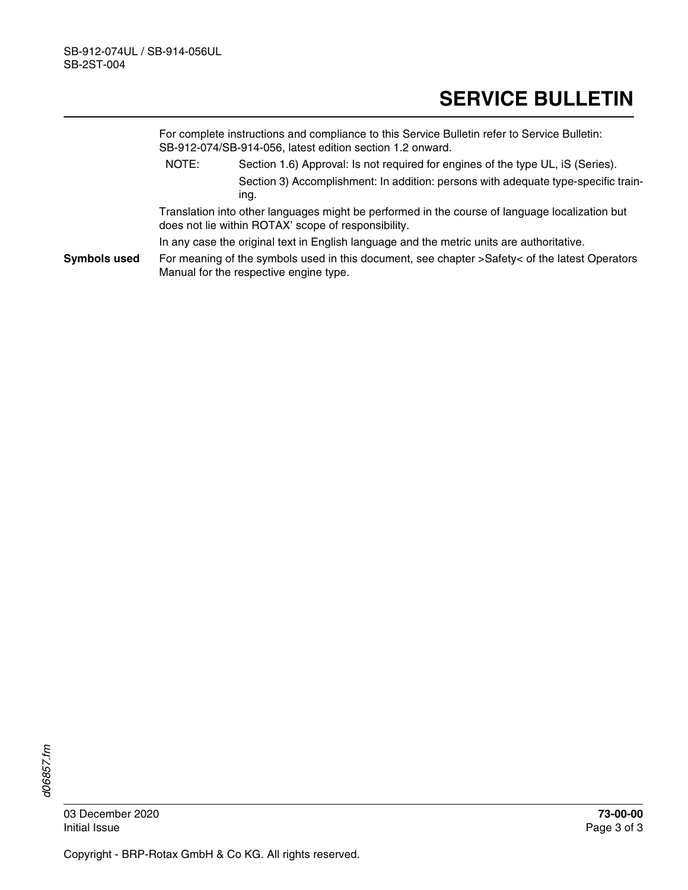For complete instructions and compliance to this Service Bulletin refer to Service Bulletin: SB-912-074/SB-914-056, latest edition section 1.2 onward.

NOTE: Section 1.6) Approval: Is not required for engines of the type UL, iS (Series).

Section 3) Accomplishment: In addition: persons with adequate type-specific training.

Translation into other languages might be performed in the course of language localization but does not lie within ROTAX' scope of responsibility.

In any case the original text in English language and the metric units are authoritative.

**Symbols used** For meaning of the symbols used in this document, see chapter >Safety< of the latest Operators Manual for the respective engine type.